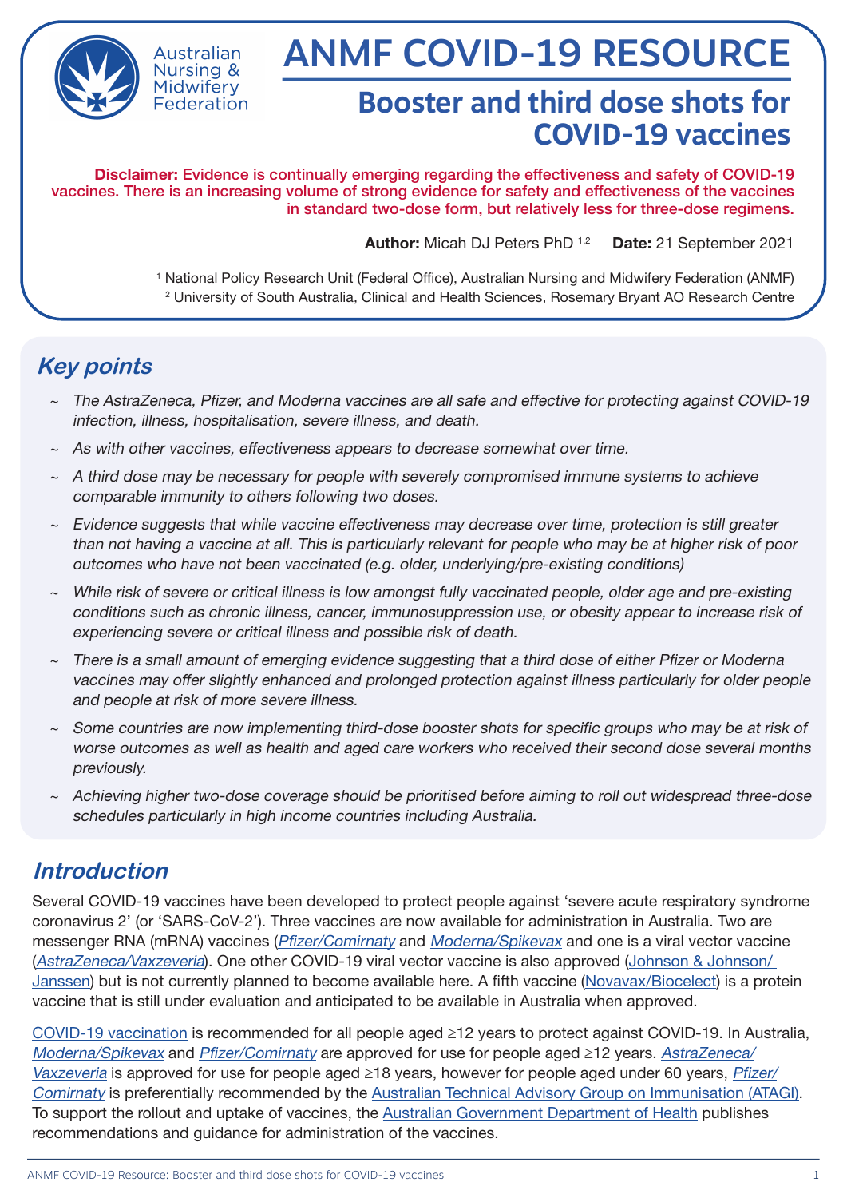# ANMF COVID-19 RESOURCE

## Booster and third dose shots for COVID-19 vaccines

**Disclaimer:** Evidence is continually emerging regarding the effectiveness and safety of COVID-19 vaccines. There is an increasing volume of strong evidence for safety and effectiveness of the vaccines in standard two-dose form, but relatively less for three-dose regimens.

**Author:** Micah DJ Peters PhD [1,2] **Date:** 21 September 2021

[1] National Policy Research Unit (Federal Office), Australian Nursing and Midwifery Federation (ANMF)
[2] University of South Australia, Clinical and Health Sciences, Rosemary Bryant AO Research Centre

## Key points

- *The AstraZeneca, Pfizer, and Moderna vaccines are all safe and effective for protecting against COVID-19 infection, illness, hospitalisation, severe illness, and death.*
- *As with other vaccines, effectiveness appears to decrease somewhat over time.*
- *A third dose may be necessary for people with severely compromised immune systems to achieve comparable immunity to others following two doses.*
- *Evidence suggests that while vaccine effectiveness may decrease over time, protection is still greater than not having a vaccine at all. This is particularly relevant for people who may be at higher risk of poor outcomes who have not been vaccinated (e.g. older, underlying/pre-existing conditions)*
- *While risk of severe or critical illness is low amongst fully vaccinated people, older age and pre-existing conditions such as chronic illness, cancer, immunosuppression use, or obesity appear to increase risk of experiencing severe or critical illness and possible risk of death.*
- *There is a small amount of emerging evidence suggesting that a third dose of either Pfizer or Moderna vaccines may offer slightly enhanced and prolonged protection against illness particularly for older people and people at risk of more severe illness.*
- *Some countries are now implementing third-dose booster shots for specific groups who may be at risk of worse outcomes as well as health and aged care workers who received their second dose several months previously.*
- *Achieving higher two-dose coverage should be prioritised before aiming to roll out widespread three-dose schedules particularly in high income countries including Australia.*

## Introduction

Several COVID-19 vaccines have been developed to protect people against 'severe acute respiratory syndrome coronavirus 2' (or 'SARS-CoV-2'). Three vaccines are now available for administration in Australia. Two are messenger RNA (mRNA) vaccines (*Pfizer/Comirnaty* and *Moderna/Spikevax* and one is a viral vector vaccine (*AstraZeneca/Vaxzeveria*). One other COVID-19 viral vector vaccine is also approved (Johnson & Johnson/Janssen) but is not currently planned to become available here. A fifth vaccine (Novavax/Biocelect) is a protein vaccine that is still under evaluation and anticipated to be available in Australia when approved.

COVID-19 vaccination is recommended for all people aged ≥12 years to protect against COVID-19. In Australia, *Moderna/Spikevax* and *Pfizer/Comirnaty* are approved for use for people aged ≥12 years. *AstraZeneca/Vaxzeveria* is approved for use for people aged ≥18 years, however for people aged under 60 years, *Pfizer/Comirnaty* is preferentially recommended by the Australian Technical Advisory Group on Immunisation (ATAGI). To support the rollout and uptake of vaccines, the Australian Government Department of Health publishes recommendations and guidance for administration of the vaccines.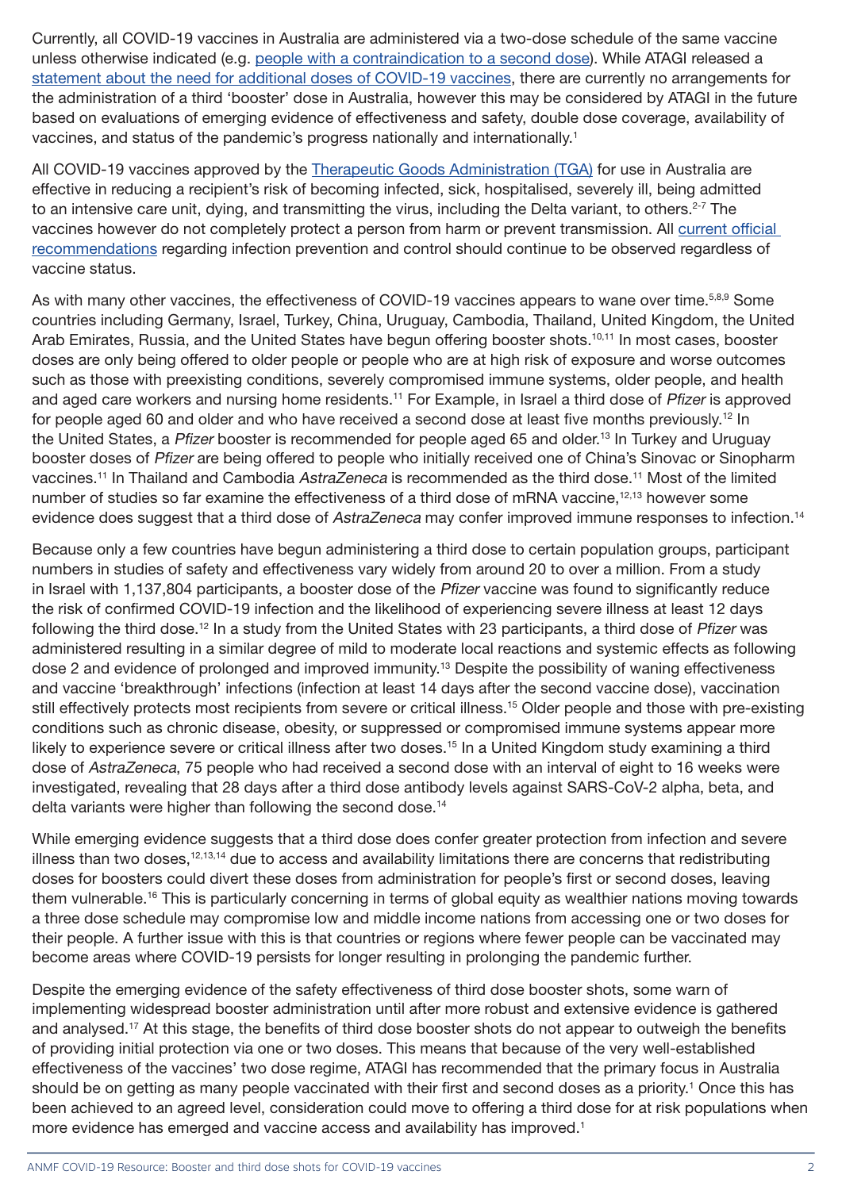Currently, all COVID-19 vaccines in Australia are administered via a two-dose schedule of the same vaccine unless otherwise indicated (e.g. people with a contraindication to a second dose). While ATAGI released a statement about the need for additional doses of COVID-19 vaccines, there are currently no arrangements for the administration of a third 'booster' dose in Australia, however this may be considered by ATAGI in the future based on evaluations of emerging evidence of effectiveness and safety, double dose coverage, availability of vaccines, and status of the pandemic's progress nationally and internationally.[1]

All COVID-19 vaccines approved by the Therapeutic Goods Administration (TGA) for use in Australia are effective in reducing a recipient's risk of becoming infected, sick, hospitalised, severely ill, being admitted to an intensive care unit, dying, and transmitting the virus, including the Delta variant, to others.[2-7] The vaccines however do not completely protect a person from harm or prevent transmission. All current official recommendations regarding infection prevention and control should continue to be observed regardless of vaccine status.

As with many other vaccines, the effectiveness of COVID-19 vaccines appears to wane over time.[5,8,9] Some countries including Germany, Israel, Turkey, China, Uruguay, Cambodia, Thailand, United Kingdom, the United Arab Emirates, Russia, and the United States have begun offering booster shots.[10,11] In most cases, booster doses are only being offered to older people or people who are at high risk of exposure and worse outcomes such as those with preexisting conditions, severely compromised immune systems, older people, and health and aged care workers and nursing home residents.[11] For Example, in Israel a third dose of *Pfizer* is approved for people aged 60 and older and who have received a second dose at least five months previously.[12] In the United States, a *Pfizer* booster is recommended for people aged 65 and older.[13] In Turkey and Uruguay booster doses of *Pfizer* are being offered to people who initially received one of China's Sinovac or Sinopharm vaccines.[11] In Thailand and Cambodia *AstraZeneca* is recommended as the third dose.[11] Most of the limited number of studies so far examine the effectiveness of a third dose of mRNA vaccine,[12,13] however some evidence does suggest that a third dose of *AstraZeneca* may confer improved immune responses to infection.[14]

Because only a few countries have begun administering a third dose to certain population groups, participant numbers in studies of safety and effectiveness vary widely from around 20 to over a million. From a study in Israel with 1,137,804 participants, a booster dose of the *Pfizer* vaccine was found to significantly reduce the risk of confirmed COVID-19 infection and the likelihood of experiencing severe illness at least 12 days following the third dose.[12] In a study from the United States with 23 participants, a third dose of *Pfizer* was administered resulting in a similar degree of mild to moderate local reactions and systemic effects as following dose 2 and evidence of prolonged and improved immunity.[13] Despite the possibility of waning effectiveness and vaccine 'breakthrough' infections (infection at least 14 days after the second vaccine dose), vaccination still effectively protects most recipients from severe or critical illness.[15] Older people and those with pre-existing conditions such as chronic disease, obesity, or suppressed or compromised immune systems appear more likely to experience severe or critical illness after two doses.[15] In a United Kingdom study examining a third dose of *AstraZeneca*, 75 people who had received a second dose with an interval of eight to 16 weeks were investigated, revealing that 28 days after a third dose antibody levels against SARS-CoV-2 alpha, beta, and delta variants were higher than following the second dose.[14]

While emerging evidence suggests that a third dose does confer greater protection from infection and severe illness than two doses,[12,13,14] due to access and availability limitations there are concerns that redistributing doses for boosters could divert these doses from administration for people's first or second doses, leaving them vulnerable.[16] This is particularly concerning in terms of global equity as wealthier nations moving towards a three dose schedule may compromise low and middle income nations from accessing one or two doses for their people. A further issue with this is that countries or regions where fewer people can be vaccinated may become areas where COVID-19 persists for longer resulting in prolonging the pandemic further.

Despite the emerging evidence of the safety effectiveness of third dose booster shots, some warn of implementing widespread booster administration until after more robust and extensive evidence is gathered and analysed.[17] At this stage, the benefits of third dose booster shots do not appear to outweigh the benefits of providing initial protection via one or two doses. This means that because of the very well-established effectiveness of the vaccines' two dose regime, ATAGI has recommended that the primary focus in Australia should be on getting as many people vaccinated with their first and second doses as a priority.[1] Once this has been achieved to an agreed level, consideration could move to offering a third dose for at risk populations when more evidence has emerged and vaccine access and availability has improved.[1]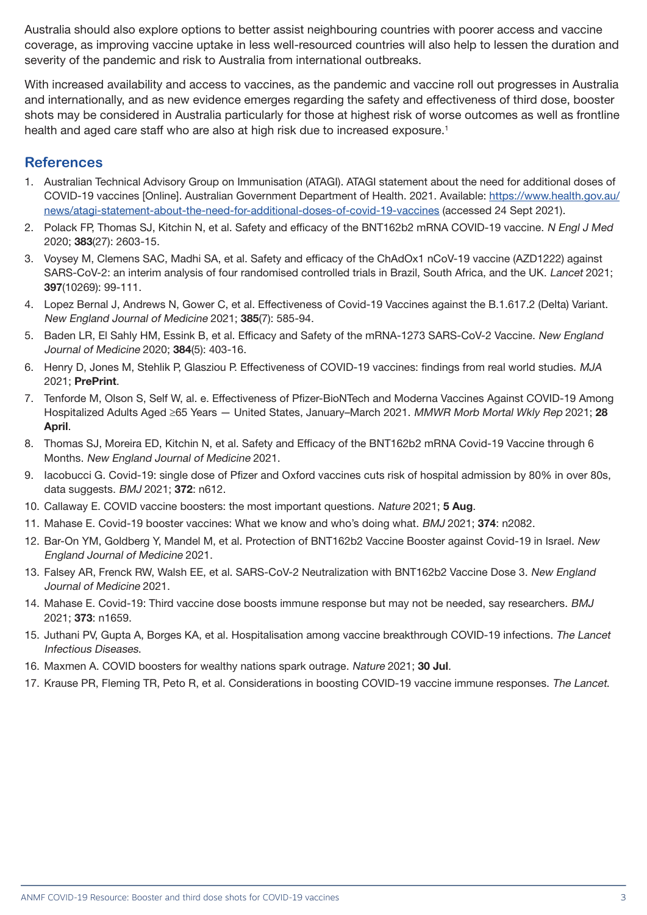Australia should also explore options to better assist neighbouring countries with poorer access and vaccine coverage, as improving vaccine uptake in less well-resourced countries will also help to lessen the duration and severity of the pandemic and risk to Australia from international outbreaks.

With increased availability and access to vaccines, as the pandemic and vaccine roll out progresses in Australia and internationally, and as new evidence emerges regarding the safety and effectiveness of third dose, booster shots may be considered in Australia particularly for those at highest risk of worse outcomes as well as frontline health and aged care staff who are also at high risk due to increased exposure.[1]

## References

1. Australian Technical Advisory Group on Immunisation (ATAGI). ATAGI statement about the need for additional doses of COVID-19 vaccines [Online]. Australian Government Department of Health. 2021. Available: https://www.health.gov.au/news/atagi-statement-about-the-need-for-additional-doses-of-covid-19-vaccines (accessed 24 Sept 2021).
2. Polack FP, Thomas SJ, Kitchin N, et al. Safety and efficacy of the BNT162b2 mRNA COVID-19 vaccine. *N Engl J Med* 2020; **383**(27): 2603-15.
3. Voysey M, Clemens SAC, Madhi SA, et al. Safety and efficacy of the ChAdOx1 nCoV-19 vaccine (AZD1222) against SARS-CoV-2: an interim analysis of four randomised controlled trials in Brazil, South Africa, and the UK. *Lancet* 2021; **397**(10269): 99-111.
4. Lopez Bernal J, Andrews N, Gower C, et al. Effectiveness of Covid-19 Vaccines against the B.1.617.2 (Delta) Variant. *New England Journal of Medicine* 2021; **385**(7): 585-94.
5. Baden LR, El Sahly HM, Essink B, et al. Efficacy and Safety of the mRNA-1273 SARS-CoV-2 Vaccine. *New England Journal of Medicine* 2020; **384**(5): 403-16.
6. Henry D, Jones M, Stehlik P, Glasziou P. Effectiveness of COVID-19 vaccines: findings from real world studies. *MJA* 2021; **PrePrint**.
7. Tenforde M, Olson S, Self W, al. e. Effectiveness of Pfizer-BioNTech and Moderna Vaccines Against COVID-19 Among Hospitalized Adults Aged ≥65 Years — United States, January–March 2021. *MMWR Morb Mortal Wkly Rep* 2021; **28 April**.
8. Thomas SJ, Moreira ED, Kitchin N, et al. Safety and Efficacy of the BNT162b2 mRNA Covid-19 Vaccine through 6 Months. *New England Journal of Medicine* 2021.
9. Iacobucci G. Covid-19: single dose of Pfizer and Oxford vaccines cuts risk of hospital admission by 80% in over 80s, data suggests. *BMJ* 2021; **372**: n612.
10. Callaway E. COVID vaccine boosters: the most important questions. *Nature* 2021; **5 Aug**.
11. Mahase E. Covid-19 booster vaccines: What we know and who's doing what. *BMJ* 2021; **374**: n2082.
12. Bar-On YM, Goldberg Y, Mandel M, et al. Protection of BNT162b2 Vaccine Booster against Covid-19 in Israel. *New England Journal of Medicine* 2021.
13. Falsey AR, Frenck RW, Walsh EE, et al. SARS-CoV-2 Neutralization with BNT162b2 Vaccine Dose 3. *New England Journal of Medicine* 2021.
14. Mahase E. Covid-19: Third vaccine dose boosts immune response but may not be needed, say researchers. *BMJ* 2021; **373**: n1659.
15. Juthani PV, Gupta A, Borges KA, et al. Hospitalisation among vaccine breakthrough COVID-19 infections. *The Lancet Infectious Diseases*.
16. Maxmen A. COVID boosters for wealthy nations spark outrage. *Nature* 2021; **30 Jul**.
17. Krause PR, Fleming TR, Peto R, et al. Considerations in boosting COVID-19 vaccine immune responses. *The Lancet*.